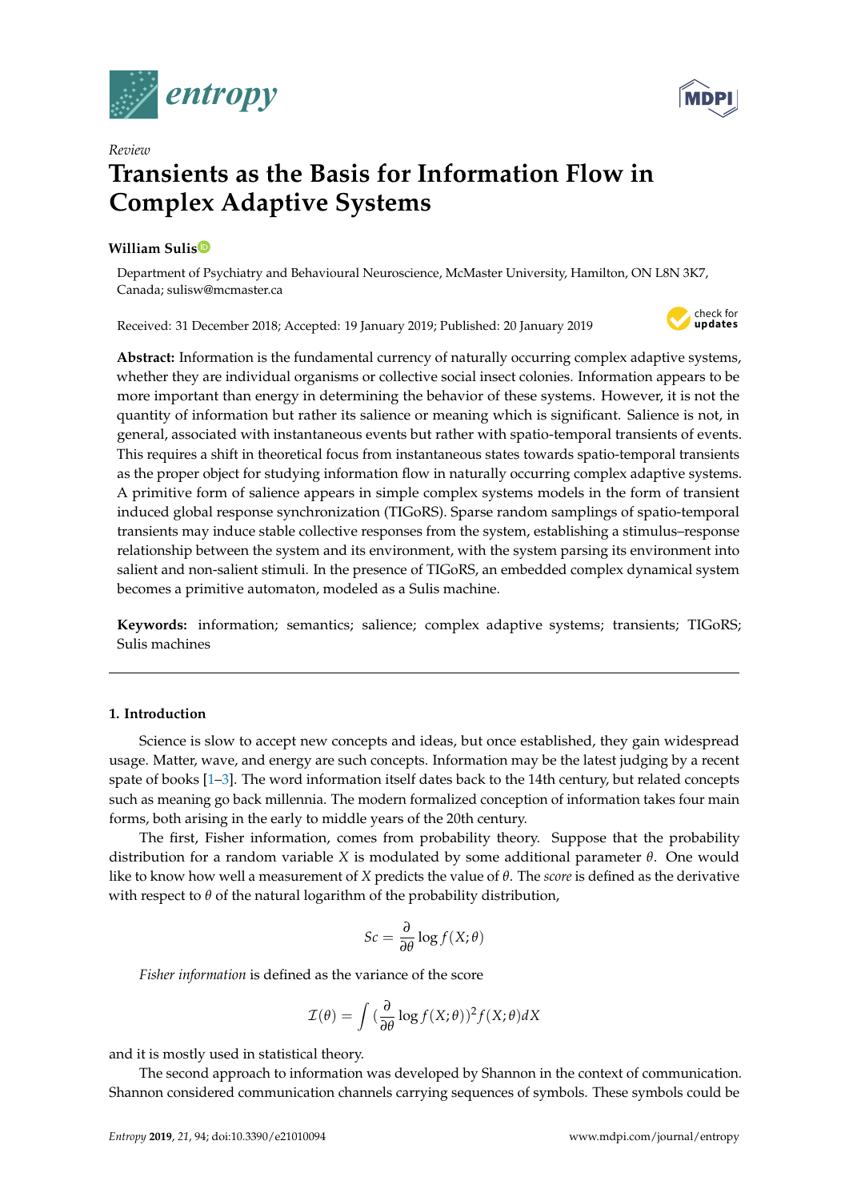Review

# Transients as the Basis for Information Flow in Complex Adaptive Systems

**William Sulis**

Department of Psychiatry and Behavioural Neuroscience, McMaster University, Hamilton, ON L8N 3K7, Canada; sulisw@mcmaster.ca

Received: 31 December 2018; Accepted: 19 January 2019; Published: 20 January 2019

**Abstract:** Information is the fundamental currency of naturally occurring complex adaptive systems, whether they are individual organisms or collective social insect colonies. Information appears to be more important than energy in determining the behavior of these systems. However, it is not the quantity of information but rather its salience or meaning which is significant. Salience is not, in general, associated with instantaneous events but rather with spatio-temporal transients of events. This requires a shift in theoretical focus from instantaneous states towards spatio-temporal transients as the proper object for studying information flow in naturally occurring complex adaptive systems. A primitive form of salience appears in simple complex systems models in the form of transient induced global response synchronization (TIGoRS). Sparse random samplings of spatio-temporal transients may induce stable collective responses from the system, establishing a stimulus–response relationship between the system and its environment, with the system parsing its environment into salient and non-salient stimuli. In the presence of TIGoRS, an embedded complex dynamical system becomes a primitive automaton, modeled as a Sulis machine.

**Keywords:** information; semantics; salience; complex adaptive systems; transients; TIGoRS; Sulis machines

## 1. Introduction

Science is slow to accept new concepts and ideas, but once established, they gain widespread usage. Matter, wave, and energy are such concepts. Information may be the latest judging by a recent spate of books [1–3]. The word information itself dates back to the 14th century, but related concepts such as meaning go back millennia. The modern formalized conception of information takes four main forms, both arising in the early to middle years of the 20th century.

The first, Fisher information, comes from probability theory. Suppose that the probability distribution for a random variable $X$ is modulated by some additional parameter $\theta$. One would like to know how well a measurement of $X$ predicts the value of $\theta$. The *score* is defined as the derivative with respect to $\theta$ of the natural logarithm of the probability distribution,

$$Sc = \frac{\partial}{\partial \theta} \log f(X;\theta)$$

*Fisher information* is defined as the variance of the score

$$\mathcal{I}(\theta) = \int (\frac{\partial}{\partial \theta} \log f(X;\theta))^2 f(X;\theta) dX$$

and it is mostly used in statistical theory.

The second approach to information was developed by Shannon in the context of communication. Shannon considered communication channels carrying sequences of symbols. These symbols could be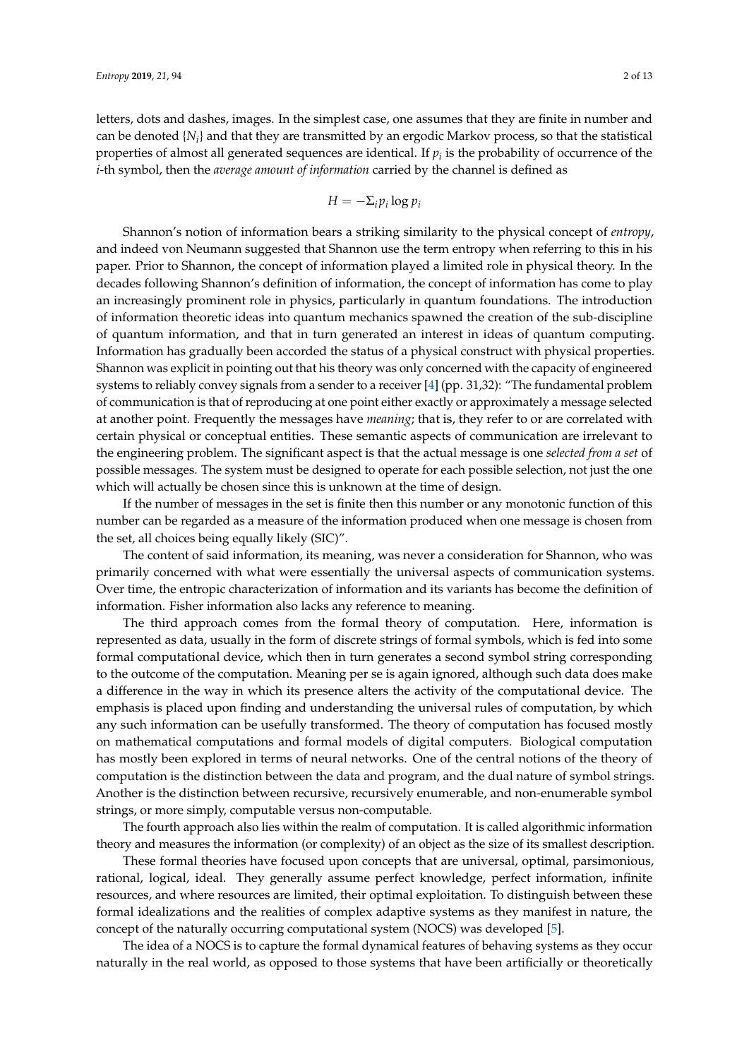letters, dots and dashes, images. In the simplest case, one assumes that they are finite in number and can be denoted $\{N_i\}$ and that they are transmitted by an ergodic Markov process, so that the statistical properties of almost all generated sequences are identical. If $p_i$ is the probability of occurrence of the $i$-th symbol, then the *average amount of information* carried by the channel is defined as

$$H = -\Sigma_i p_i \log p_i$$

Shannon's notion of information bears a striking similarity to the physical concept of *entropy*, and indeed von Neumann suggested that Shannon use the term entropy when referring to this in his paper. Prior to Shannon, the concept of information played a limited role in physical theory. In the decades following Shannon's definition of information, the concept of information has come to play an increasingly prominent role in physics, particularly in quantum foundations. The introduction of information theoretic ideas into quantum mechanics spawned the creation of the sub-discipline of quantum information, and that in turn generated an interest in ideas of quantum computing. Information has gradually been accorded the status of a physical construct with physical properties. Shannon was explicit in pointing out that his theory was only concerned with the capacity of engineered systems to reliably convey signals from a sender to a receiver [4] (pp. 31,32): "The fundamental problem of communication is that of reproducing at one point either exactly or approximately a message selected at another point. Frequently the messages have *meaning*; that is, they refer to or are correlated with certain physical or conceptual entities. These semantic aspects of communication are irrelevant to the engineering problem. The significant aspect is that the actual message is one *selected from a set* of possible messages. The system must be designed to operate for each possible selection, not just the one which will actually be chosen since this is unknown at the time of design.

If the number of messages in the set is finite then this number or any monotonic function of this number can be regarded as a measure of the information produced when one message is chosen from the set, all choices being equally likely (SIC)".

The content of said information, its meaning, was never a consideration for Shannon, who was primarily concerned with what were essentially the universal aspects of communication systems. Over time, the entropic characterization of information and its variants has become the definition of information. Fisher information also lacks any reference to meaning.

The third approach comes from the formal theory of computation. Here, information is represented as data, usually in the form of discrete strings of formal symbols, which is fed into some formal computational device, which then in turn generates a second symbol string corresponding to the outcome of the computation. Meaning per se is again ignored, although such data does make a difference in the way in which its presence alters the activity of the computational device. The emphasis is placed upon finding and understanding the universal rules of computation, by which any such information can be usefully transformed. The theory of computation has focused mostly on mathematical computations and formal models of digital computers. Biological computation has mostly been explored in terms of neural networks. One of the central notions of the theory of computation is the distinction between the data and program, and the dual nature of symbol strings. Another is the distinction between recursive, recursively enumerable, and non-enumerable symbol strings, or more simply, computable versus non-computable.

The fourth approach also lies within the realm of computation. It is called algorithmic information theory and measures the information (or complexity) of an object as the size of its smallest description.

These formal theories have focused upon concepts that are universal, optimal, parsimonious, rational, logical, ideal. They generally assume perfect knowledge, perfect information, infinite resources, and where resources are limited, their optimal exploitation. To distinguish between these formal idealizations and the realities of complex adaptive systems as they manifest in nature, the concept of the naturally occurring computational system (NOCS) was developed [5].

The idea of a NOCS is to capture the formal dynamical features of behaving systems as they occur naturally in the real world, as opposed to those systems that have been artificially or theoretically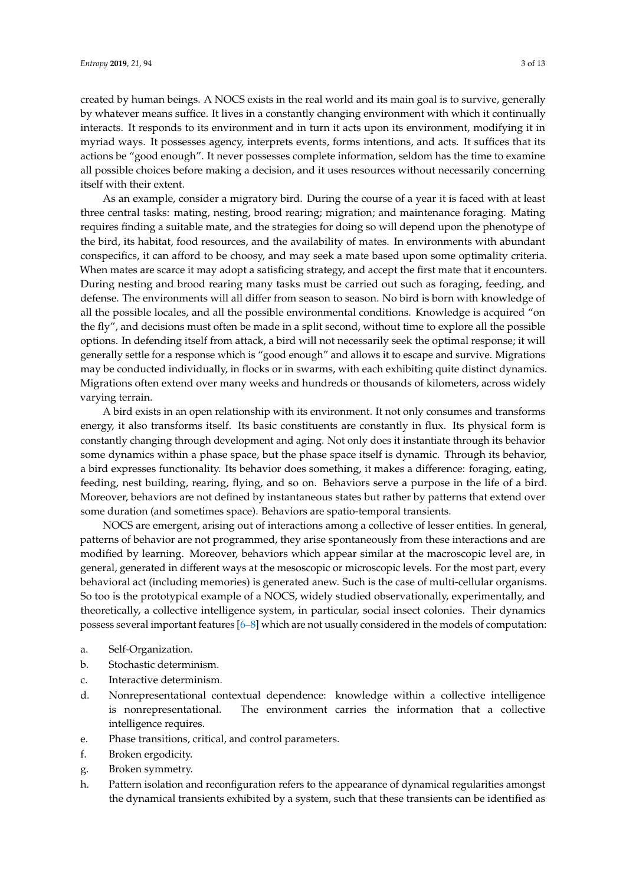created by human beings. A NOCS exists in the real world and its main goal is to survive, generally by whatever means suffice. It lives in a constantly changing environment with which it continually interacts. It responds to its environment and in turn it acts upon its environment, modifying it in myriad ways. It possesses agency, interprets events, forms intentions, and acts. It suffices that its actions be "good enough". It never possesses complete information, seldom has the time to examine all possible choices before making a decision, and it uses resources without necessarily concerning itself with their extent.

As an example, consider a migratory bird. During the course of a year it is faced with at least three central tasks: mating, nesting, brood rearing; migration; and maintenance foraging. Mating requires finding a suitable mate, and the strategies for doing so will depend upon the phenotype of the bird, its habitat, food resources, and the availability of mates. In environments with abundant conspecifics, it can afford to be choosy, and may seek a mate based upon some optimality criteria. When mates are scarce it may adopt a satisficing strategy, and accept the first mate that it encounters. During nesting and brood rearing many tasks must be carried out such as foraging, feeding, and defense. The environments will all differ from season to season. No bird is born with knowledge of all the possible locales, and all the possible environmental conditions. Knowledge is acquired "on the fly", and decisions must often be made in a split second, without time to explore all the possible options. In defending itself from attack, a bird will not necessarily seek the optimal response; it will generally settle for a response which is "good enough" and allows it to escape and survive. Migrations may be conducted individually, in flocks or in swarms, with each exhibiting quite distinct dynamics. Migrations often extend over many weeks and hundreds or thousands of kilometers, across widely varying terrain.

A bird exists in an open relationship with its environment. It not only consumes and transforms energy, it also transforms itself. Its basic constituents are constantly in flux. Its physical form is constantly changing through development and aging. Not only does it instantiate through its behavior some dynamics within a phase space, but the phase space itself is dynamic. Through its behavior, a bird expresses functionality. Its behavior does something, it makes a difference: foraging, eating, feeding, nest building, rearing, flying, and so on. Behaviors serve a purpose in the life of a bird. Moreover, behaviors are not defined by instantaneous states but rather by patterns that extend over some duration (and sometimes space). Behaviors are spatio-temporal transients.

NOCS are emergent, arising out of interactions among a collective of lesser entities. In general, patterns of behavior are not programmed, they arise spontaneously from these interactions and are modified by learning. Moreover, behaviors which appear similar at the macroscopic level are, in general, generated in different ways at the mesoscopic or microscopic levels. For the most part, every behavioral act (including memories) is generated anew. Such is the case of multi-cellular organisms. So too is the prototypical example of a NOCS, widely studied observationally, experimentally, and theoretically, a collective intelligence system, in particular, social insect colonies. Their dynamics possess several important features [6–8] which are not usually considered in the models of computation:

a. Self-Organization.
b. Stochastic determinism.
c. Interactive determinism.
d. Nonrepresentational contextual dependence: knowledge within a collective intelligence is nonrepresentational. The environment carries the information that a collective intelligence requires.
e. Phase transitions, critical, and control parameters.
f. Broken ergodicity.
g. Broken symmetry.
h. Pattern isolation and reconfiguration refers to the appearance of dynamical regularities amongst the dynamical transients exhibited by a system, such that these transients can be identified as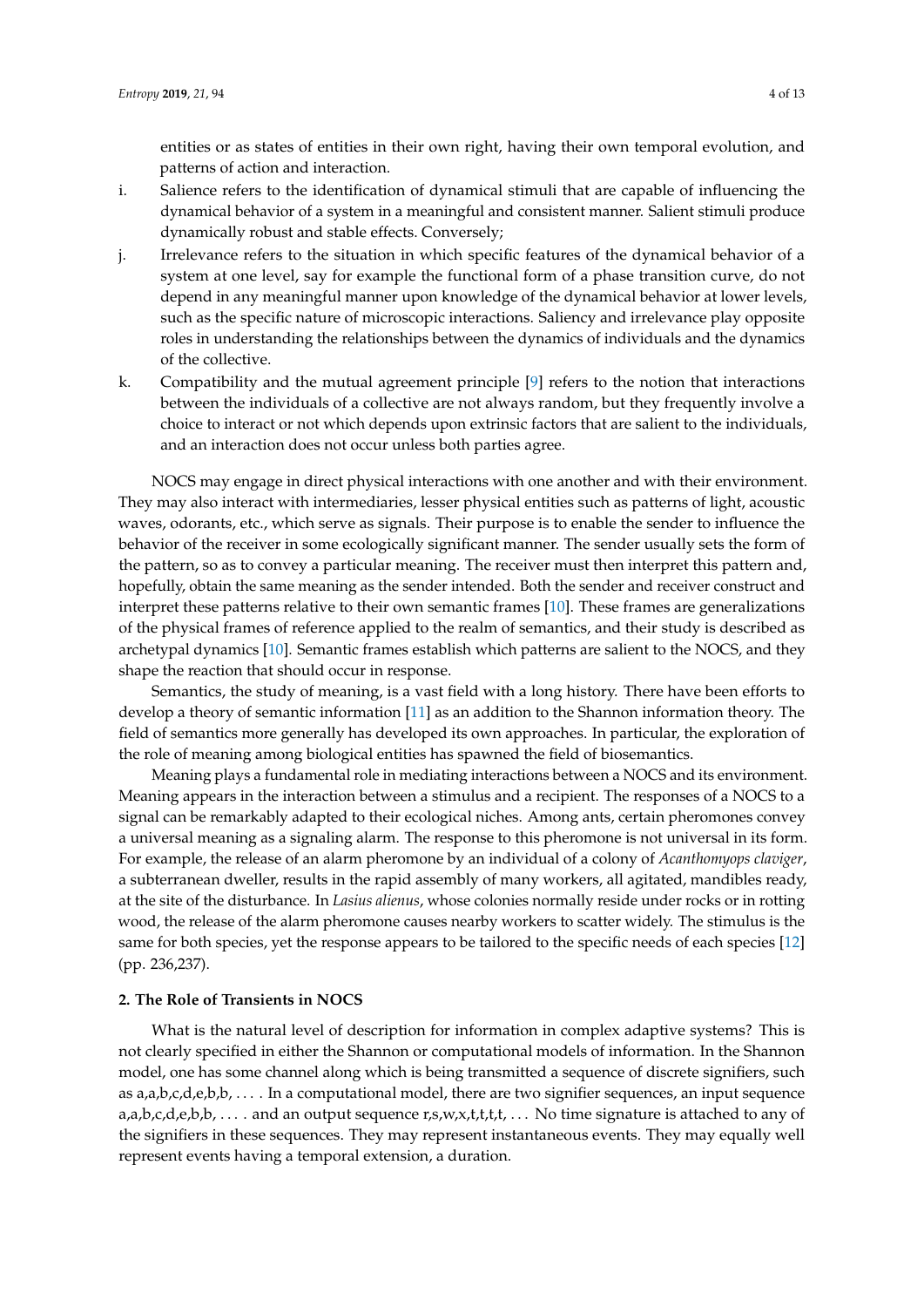entities or as states of entities in their own right, having their own temporal evolution, and patterns of action and interaction.

i. Salience refers to the identification of dynamical stimuli that are capable of influencing the dynamical behavior of a system in a meaningful and consistent manner. Salient stimuli produce dynamically robust and stable effects. Conversely;

j. Irrelevance refers to the situation in which specific features of the dynamical behavior of a system at one level, say for example the functional form of a phase transition curve, do not depend in any meaningful manner upon knowledge of the dynamical behavior at lower levels, such as the specific nature of microscopic interactions. Saliency and irrelevance play opposite roles in understanding the relationships between the dynamics of individuals and the dynamics of the collective.

k. Compatibility and the mutual agreement principle [9] refers to the notion that interactions between the individuals of a collective are not always random, but they frequently involve a choice to interact or not which depends upon extrinsic factors that are salient to the individuals, and an interaction does not occur unless both parties agree.

NOCS may engage in direct physical interactions with one another and with their environment. They may also interact with intermediaries, lesser physical entities such as patterns of light, acoustic waves, odorants, etc., which serve as signals. Their purpose is to enable the sender to influence the behavior of the receiver in some ecologically significant manner. The sender usually sets the form of the pattern, so as to convey a particular meaning. The receiver must then interpret this pattern and, hopefully, obtain the same meaning as the sender intended. Both the sender and receiver construct and interpret these patterns relative to their own semantic frames [10]. These frames are generalizations of the physical frames of reference applied to the realm of semantics, and their study is described as archetypal dynamics [10]. Semantic frames establish which patterns are salient to the NOCS, and they shape the reaction that should occur in response.

Semantics, the study of meaning, is a vast field with a long history. There have been efforts to develop a theory of semantic information [11] as an addition to the Shannon information theory. The field of semantics more generally has developed its own approaches. In particular, the exploration of the role of meaning among biological entities has spawned the field of biosemantics.

Meaning plays a fundamental role in mediating interactions between a NOCS and its environment. Meaning appears in the interaction between a stimulus and a recipient. The responses of a NOCS to a signal can be remarkably adapted to their ecological niches. Among ants, certain pheromones convey a universal meaning as a signaling alarm. The response to this pheromone is not universal in its form. For example, the release of an alarm pheromone by an individual of a colony of *Acanthomyops claviger*, a subterranean dweller, results in the rapid assembly of many workers, all agitated, mandibles ready, at the site of the disturbance. In *Lasius alienus*, whose colonies normally reside under rocks or in rotting wood, the release of the alarm pheromone causes nearby workers to scatter widely. The stimulus is the same for both species, yet the response appears to be tailored to the specific needs of each species [12] (pp. 236,237).

## 2. The Role of Transients in NOCS

What is the natural level of description for information in complex adaptive systems? This is not clearly specified in either the Shannon or computational models of information. In the Shannon model, one has some channel along which is being transmitted a sequence of discrete signifiers, such as a,a,b,c,d,e,b,b, . . . . In a computational model, there are two signifier sequences, an input sequence a,a,b,c,d,e,b,b, . . . . and an output sequence r,s,w,x,t,t,t,t, . . . No time signature is attached to any of the signifiers in these sequences. They may represent instantaneous events. They may equally well represent events having a temporal extension, a duration.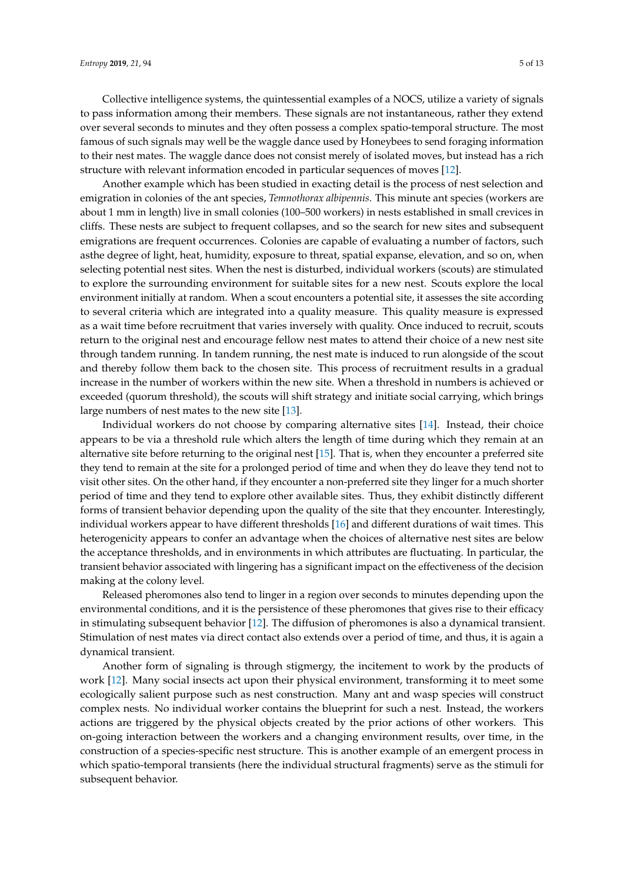Collective intelligence systems, the quintessential examples of a NOCS, utilize a variety of signals to pass information among their members. These signals are not instantaneous, rather they extend over several seconds to minutes and they often possess a complex spatio-temporal structure. The most famous of such signals may well be the waggle dance used by Honeybees to send foraging information to their nest mates. The waggle dance does not consist merely of isolated moves, but instead has a rich structure with relevant information encoded in particular sequences of moves [12].

Another example which has been studied in exacting detail is the process of nest selection and emigration in colonies of the ant species, *Temnothorax albipennis*. This minute ant species (workers are about 1 mm in length) live in small colonies (100–500 workers) in nests established in small crevices in cliffs. These nests are subject to frequent collapses, and so the search for new sites and subsequent emigrations are frequent occurrences. Colonies are capable of evaluating a number of factors, such asthe degree of light, heat, humidity, exposure to threat, spatial expanse, elevation, and so on, when selecting potential nest sites. When the nest is disturbed, individual workers (scouts) are stimulated to explore the surrounding environment for suitable sites for a new nest. Scouts explore the local environment initially at random. When a scout encounters a potential site, it assesses the site according to several criteria which are integrated into a quality measure. This quality measure is expressed as a wait time before recruitment that varies inversely with quality. Once induced to recruit, scouts return to the original nest and encourage fellow nest mates to attend their choice of a new nest site through tandem running. In tandem running, the nest mate is induced to run alongside of the scout and thereby follow them back to the chosen site. This process of recruitment results in a gradual increase in the number of workers within the new site. When a threshold in numbers is achieved or exceeded (quorum threshold), the scouts will shift strategy and initiate social carrying, which brings large numbers of nest mates to the new site [13].

Individual workers do not choose by comparing alternative sites [14]. Instead, their choice appears to be via a threshold rule which alters the length of time during which they remain at an alternative site before returning to the original nest [15]. That is, when they encounter a preferred site they tend to remain at the site for a prolonged period of time and when they do leave they tend not to visit other sites. On the other hand, if they encounter a non-preferred site they linger for a much shorter period of time and they tend to explore other available sites. Thus, they exhibit distinctly different forms of transient behavior depending upon the quality of the site that they encounter. Interestingly, individual workers appear to have different thresholds [16] and different durations of wait times. This heterogenicity appears to confer an advantage when the choices of alternative nest sites are below the acceptance thresholds, and in environments in which attributes are fluctuating. In particular, the transient behavior associated with lingering has a significant impact on the effectiveness of the decision making at the colony level.

Released pheromones also tend to linger in a region over seconds to minutes depending upon the environmental conditions, and it is the persistence of these pheromones that gives rise to their efficacy in stimulating subsequent behavior [12]. The diffusion of pheromones is also a dynamical transient. Stimulation of nest mates via direct contact also extends over a period of time, and thus, it is again a dynamical transient.

Another form of signaling is through stigmergy, the incitement to work by the products of work [12]. Many social insects act upon their physical environment, transforming it to meet some ecologically salient purpose such as nest construction. Many ant and wasp species will construct complex nests. No individual worker contains the blueprint for such a nest. Instead, the workers actions are triggered by the physical objects created by the prior actions of other workers. This on-going interaction between the workers and a changing environment results, over time, in the construction of a species-specific nest structure. This is another example of an emergent process in which spatio-temporal transients (here the individual structural fragments) serve as the stimuli for subsequent behavior.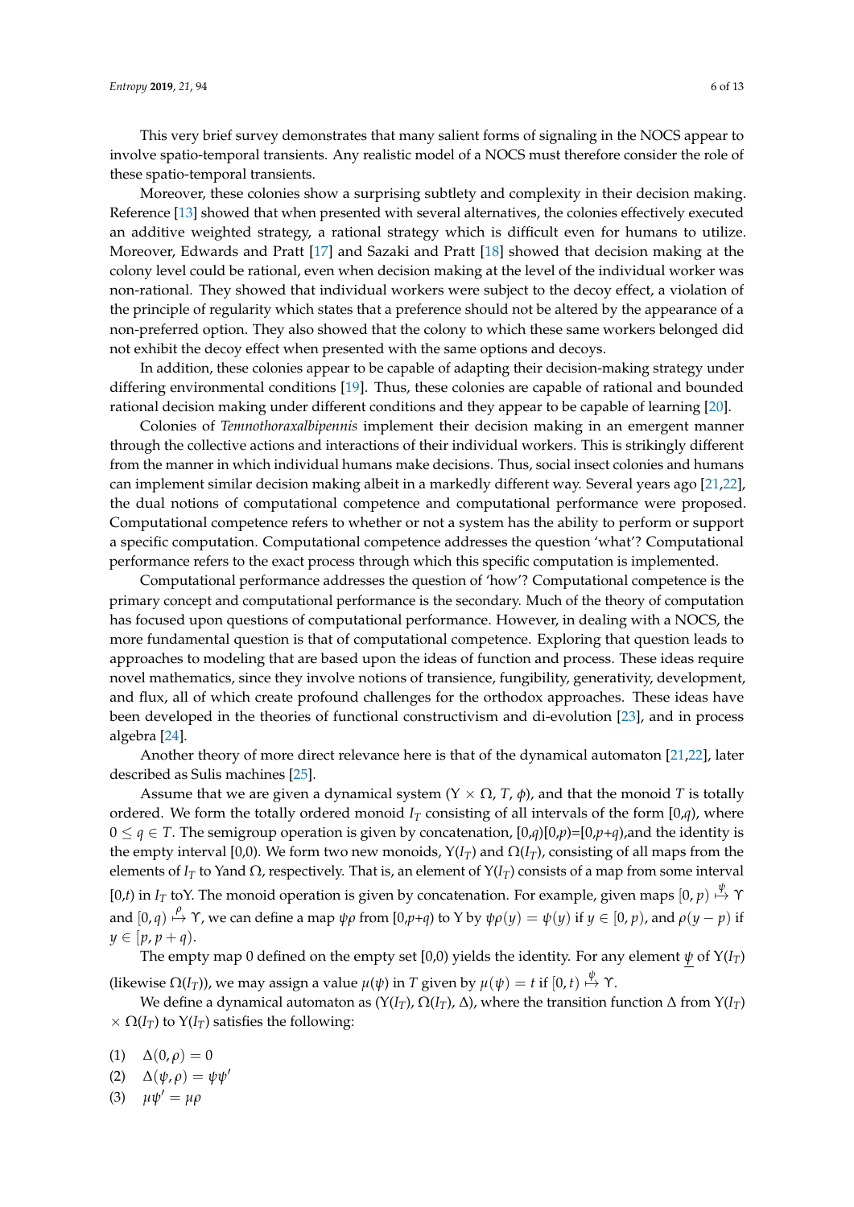This very brief survey demonstrates that many salient forms of signaling in the NOCS appear to involve spatio-temporal transients. Any realistic model of a NOCS must therefore consider the role of these spatio-temporal transients.

Moreover, these colonies show a surprising subtletly and complexity in their decision making. Reference [13] showed that when presented with several alternatives, the colonies effectively executed an additive weighted strategy, a rational strategy which is difficult even for humans to utilize. Moreover, Edwards and Pratt [17] and Sazaki and Pratt [18] showed that decision making at the colony level could be rational, even when decision making at the level of the individual worker was non-rational. They showed that individual workers were subject to the decoy effect, a violation of the principle of regularity which states that a preference should not be altered by the appearance of a non-preferred option. They also showed that the colony to which these same workers belonged did not exhibit the decoy effect when presented with the same options and decoys.

In addition, these colonies appear to be capable of adapting their decision-making strategy under differing environmental conditions [19]. Thus, these colonies are capable of rational and bounded rational decision making under different conditions and they appear to be capable of learning [20].

Colonies of *Temnothoraxalbipennis* implement their decision making in an emergent manner through the collective actions and interactions of their individual workers. This is strikingly different from the manner in which individual humans make decisions. Thus, social insect colonies and humans can implement similar decision making albeit in a markedly different way. Several years ago [21,22], the dual notions of computational competence and computational performance were proposed. Computational competence refers to whether or not a system has the ability to perform or support a specific computation. Computational competence addresses the question 'what'? Computational performance refers to the exact process through which this specific computation is implemented.

Computational performance addresses the question of 'how'? Computational competence is the primary concept and computational performance is the secondary. Much of the theory of computation has focused upon questions of computational performance. However, in dealing with a NOCS, the more fundamental question is that of computational competence. Exploring that question leads to approaches to modeling that are based upon the ideas of function and process. These ideas require novel mathematics, since they involve notions of transience, fungibility, generativity, development, and flux, all of which create profound challenges for the orthodox approaches. These ideas have been developed in the theories of functional constructivism and di-evolution [23], and in process algebra [24].

Another theory of more direct relevance here is that of the dynamical automaton [21,22], later described as Sulis machines [25].

Assume that we are given a dynamical system ($\Upsilon \times \Omega$, $T$, $\phi$), and that the monoid $T$ is totally ordered. We form the totally ordered monoid $I_T$ consisting of all intervals of the form [0,$q$), where $0 \leq q \in T$. The semigroup operation is given by concatenation, [0,$q$)[0,$p$)=[0,$p$+$q$),and the identity is the empty interval [0,0). We form two new monoids, $\Upsilon(I_T)$ and $\Omega(I_T)$, consisting of all maps from the elements of $I_T$ to $\Upsilon$and $\Omega$, respectively. That is, an element of $\Upsilon(I_T)$ consists of a map from some interval [0,$t$) in $I_T$ to$\Upsilon$. The monoid operation is given by concatenation. For example, given maps $[0,p) \overset{\psi}{\mapsto} \Upsilon$ and $[0,q) \overset{\rho}{\mapsto} \Upsilon$, we can define a map $\psi\rho$ from [0,$p$+$q$) to $\Upsilon$ by $\psi\rho(y) = \psi(y)$ if $y \in [0,p)$, and $\rho(y-p)$ if $y \in [p, p+q)$.

The empty map 0 defined on the empty set [0,0) yields the identity. For any element $\underline{\psi}$ of $\Upsilon(I_T)$ (likewise $\Omega(I_T)$), we may assign a value $\mu(\psi)$ in $T$ given by $\mu(\psi) = t$ if $[0,t) \overset{\psi}{\mapsto} \Upsilon$.

We define a dynamical automaton as ($\Upsilon(I_T)$, $\Omega(I_T)$, $\Delta$), where the transition function $\Delta$ from $\Upsilon(I_T)$ $\times$ $\Omega(I_T)$ to $\Upsilon(I_T)$ satisfies the following:

(1) $\Delta(0,\rho) = 0$
(2) $\Delta(\psi,\rho) = \psi\psi'$
(3) $\mu\psi' = \mu\rho$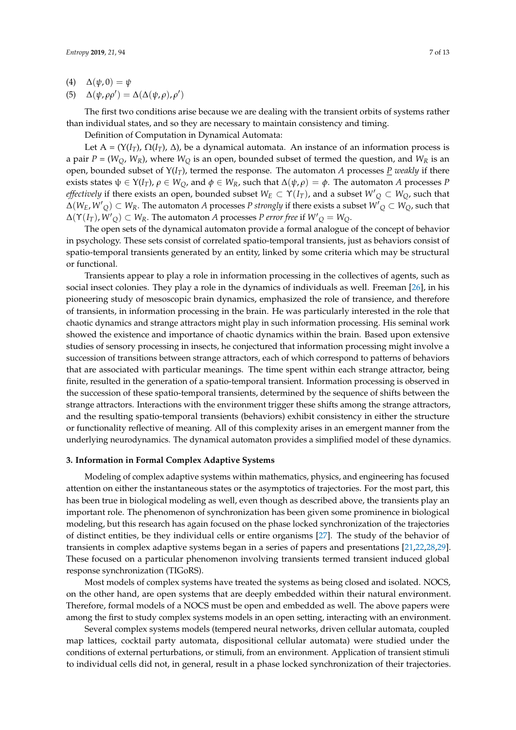(4) $\Delta(\psi, 0) = \psi$

(5) $\Delta(\psi, \rho\rho') = \Delta(\Delta(\psi, \rho), \rho')$

The first two conditions arise because we are dealing with the transient orbits of systems rather than individual states, and so they are necessary to maintain consistency and timing.

Definition of Computation in Dynamical Automata:

Let A = $(\Upsilon(I_T), \Omega(I_T), \Delta)$, be a dynamical automata. An instance of an information process is a pair $P = (W_Q, W_R)$, where $W_Q$ is an open, bounded subset of termed the question, and $W_R$ is an open, bounded subset of $\Upsilon(I_T)$, termed the response. The automaton $A$ processes $\underline{P}$ *weakly* if there exists states $\psi \in \Upsilon(I_T)$, $\rho \in W_Q$, and $\phi \in W_R$, such that $\Delta(\psi, \rho) = \phi$. The automaton $A$ processes $P$ *effectively* if there exists an open, bounded subset $W_E \subset \Upsilon(I_T)$, and a subset $W'_Q \subset W_Q$, such that $\Delta(W_E, W'_Q) \subset W_R$. The automaton $A$ processes $P$ *strongly* if there exists a subset $W'_Q \subset W_Q$, such that $\Delta(\Upsilon(I_T), W'_Q) \subset W_R$. The automaton $A$ processes $P$ *error free* if $W'_Q = W_Q$.

The open sets of the dynamical automaton provide a formal analogue of the concept of behavior in psychology. These sets consist of correlated spatio-temporal transients, just as behaviors consist of spatio-temporal transients generated by an entity, linked by some criteria which may be structural or functional.

Transients appear to play a role in information processing in the collectives of agents, such as social insect colonies. They play a role in the dynamics of individuals as well. Freeman [26], in his pioneering study of mesoscopic brain dynamics, emphasized the role of transience, and therefore of transients, in information processing in the brain. He was particularly interested in the role that chaotic dynamics and strange attractors might play in such information processing. His seminal work showed the existence and importance of chaotic dynamics within the brain. Based upon extensive studies of sensory processing in insects, he conjectured that information processing might involve a succession of transitions between strange attractors, each of which correspond to patterns of behaviors that are associated with particular meanings. The time spent within each strange attractor, being finite, resulted in the generation of a spatio-temporal transient. Information processing is observed in the succession of these spatio-temporal transients, determined by the sequence of shifts between the strange attractors. Interactions with the environment trigger these shifts among the strange attractors, and the resulting spatio-temporal transients (behaviors) exhibit consistency in either the structure or functionality reflective of meaning. All of this complexity arises in an emergent manner from the underlying neurodynamics. The dynamical automaton provides a simplified model of these dynamics.

## 3. Information in Formal Complex Adaptive Systems

Modeling of complex adaptive systems within mathematics, physics, and engineering has focused attention on either the instantaneous states or the asymptotics of trajectories. For the most part, this has been true in biological modeling as well, even though as described above, the transients play an important role. The phenomenon of synchronization has been given some prominence in biological modeling, but this research has again focused on the phase locked synchronization of the trajectories of distinct entities, be they individual cells or entire organisms [27]. The study of the behavior of transients in complex adaptive systems began in a series of papers and presentations [21,22,28,29]. These focused on a particular phenomenon involving transients termed transient induced global response synchronization (TIGoRS).

Most models of complex systems have treated the systems as being closed and isolated. NOCS, on the other hand, are open systems that are deeply embedded within their natural environment. Therefore, formal models of a NOCS must be open and embedded as well. The above papers were among the first to study complex systems models in an open setting, interacting with an environment.

Several complex systems models (tempered neural networks, driven cellular automata, coupled map lattices, cocktail party automata, dispositional cellular automata) were studied under the conditions of external perturbations, or stimuli, from an environment. Application of transient stimuli to individual cells did not, in general, result in a phase locked synchronization of their trajectories.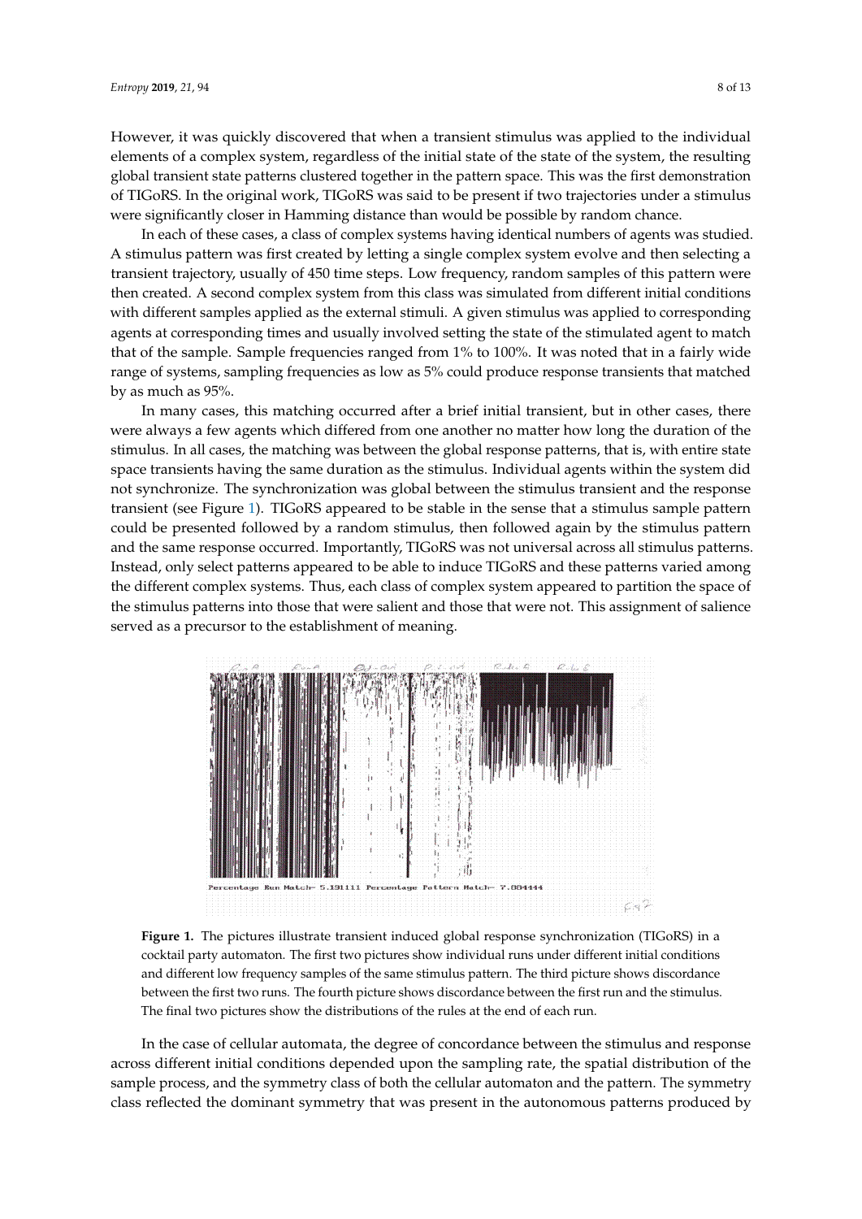However, it was quickly discovered that when a transient stimulus was applied to the individual elements of a complex system, regardless of the initial state of the state of the system, the resulting global transient state patterns clustered together in the pattern space. This was the first demonstration of TIGoRS. In the original work, TIGoRS was said to be present if two trajectories under a stimulus were significantly closer in Hamming distance than would be possible by random chance.

In each of these cases, a class of complex systems having identical numbers of agents was studied. A stimulus pattern was first created by letting a single complex system evolve and then selecting a transient trajectory, usually of 450 time steps. Low frequency, random samples of this pattern were then created. A second complex system from this class was simulated from different initial conditions with different samples applied as the external stimuli. A given stimulus was applied to corresponding agents at corresponding times and usually involved setting the state of the stimulated agent to match that of the sample. Sample frequencies ranged from 1% to 100%. It was noted that in a fairly wide range of systems, sampling frequencies as low as 5% could produce response transients that matched by as much as 95%.

In many cases, this matching occurred after a brief initial transient, but in other cases, there were always a few agents which differed from one another no matter how long the duration of the stimulus. In all cases, the matching was between the global response patterns, that is, with entire state space transients having the same duration as the stimulus. Individual agents within the system did not synchronize. The synchronization was global between the stimulus transient and the response transient (see Figure 1). TIGoRS appeared to be stable in the sense that a stimulus sample pattern could be presented followed by a random stimulus, then followed again by the stimulus pattern and the same response occurred. Importantly, TIGoRS was not universal across all stimulus patterns. Instead, only select patterns appeared to be able to induce TIGoRS and these patterns varied among the different complex systems. Thus, each class of complex system appeared to partition the space of the stimulus patterns into those that were salient and those that were not. This assignment of salience served as a precursor to the establishment of meaning.

**Figure 1.** The pictures illustrate transient induced global response synchronization (TIGoRS) in a cocktail party automaton. The first two pictures show individual runs under different initial conditions and different low frequency samples of the same stimulus pattern. The third picture shows discordance between the first two runs. The fourth picture shows discordance between the first run and the stimulus. The final two pictures show the distributions of the rules at the end of each run.

In the case of cellular automata, the degree of concordance between the stimulus and response across different initial conditions depended upon the sampling rate, the spatial distribution of the sample process, and the symmetry class of both the cellular automaton and the pattern. The symmetry class reflected the dominant symmetry that was present in the autonomous patterns produced by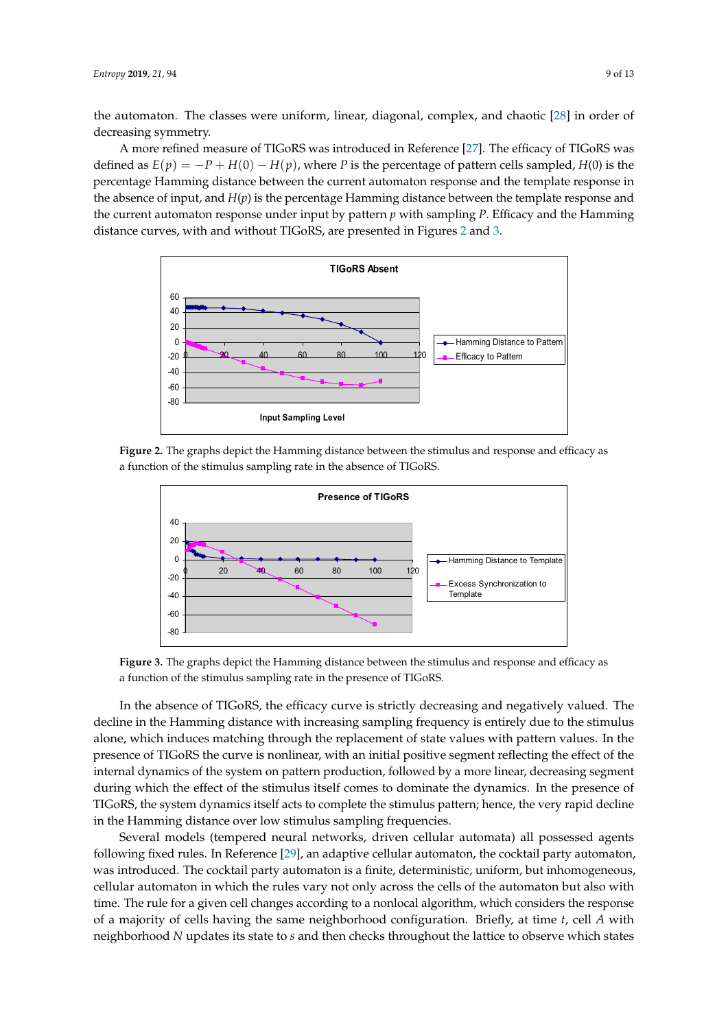the automaton. The classes were uniform, linear, diagonal, complex, and chaotic [28] in order of decreasing symmetry.

A more refined measure of TIGoRS was introduced in Reference [27]. The efficacy of TIGoRS was defined as $E(p) = -P + H(0) - H(p)$, where $P$ is the percentage of pattern cells sampled, $H(0)$ is the percentage Hamming distance between the current automaton response and the template response in the absence of input, and $H(p)$ is the percentage Hamming distance between the template response and the current automaton response under input by pattern $p$ with sampling $P$. Efficacy and the Hamming distance curves, with and without TIGoRS, are presented in Figures 2 and 3.

**Figure 2.** The graphs depict the Hamming distance between the stimulus and response and efficacy as a function of the stimulus sampling rate in the absence of TIGoRS.

**Figure 3.** The graphs depict the Hamming distance between the stimulus and response and efficacy as a function of the stimulus sampling rate in the presence of TIGoRS.

In the absence of TIGoRS, the efficacy curve is strictly decreasing and negatively valued. The decline in the Hamming distance with increasing sampling frequency is entirely due to the stimulus alone, which induces matching through the replacement of state values with pattern values. In the presence of TIGoRS the curve is nonlinear, with an initial positive segment reflecting the effect of the internal dynamics of the system on pattern production, followed by a more linear, decreasing segment during which the effect of the stimulus itself comes to dominate the dynamics. In the presence of TIGoRS, the system dynamics itself acts to complete the stimulus pattern; hence, the very rapid decline in the Hamming distance over low stimulus sampling frequencies.

Several models (tempered neural networks, driven cellular automata) all possessed agents following fixed rules. In Reference [29], an adaptive cellular automaton, the cocktail party automaton, was introduced. The cocktail party automaton is a finite, deterministic, uniform, but inhomogeneous, cellular automaton in which the rules vary not only across the cells of the automaton but also with time. The rule for a given cell changes according to a nonlocal algorithm, which considers the response of a majority of cells having the same neighborhood configuration. Briefly, at time $t$, cell $A$ with neighborhood $N$ updates its state to $s$ and then checks throughout the lattice to observe which states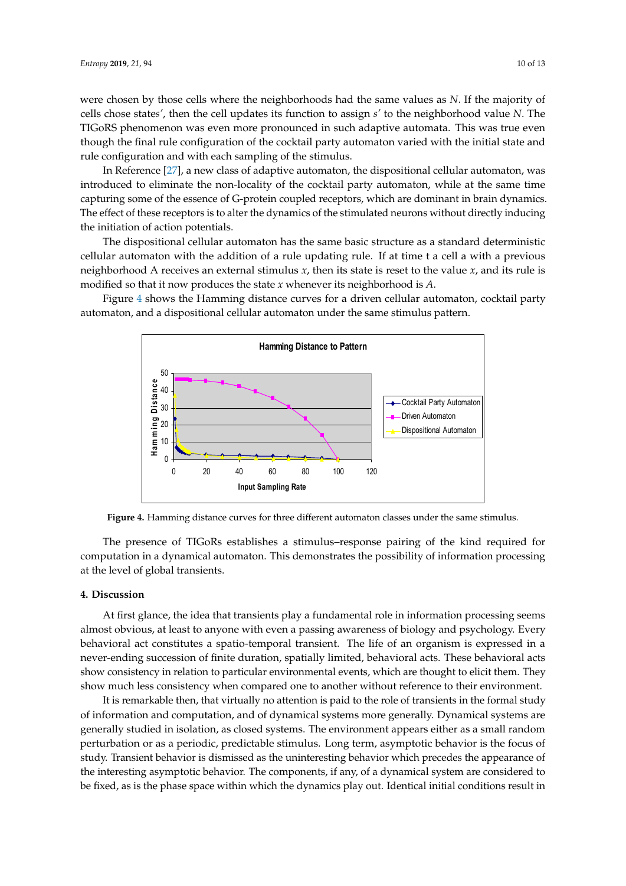were chosen by those cells where the neighborhoods had the same values as $N$. If the majority of cells chose states′, then the cell updates its function to assign $s'$ to the neighborhood value $N$. The TIGoRS phenomenon was even more pronounced in such adaptive automata. This was true even though the final rule configuration of the cocktail party automaton varied with the initial state and rule configuration and with each sampling of the stimulus.

In Reference [27], a new class of adaptive automaton, the dispositional cellular automaton, was introduced to eliminate the non-locality of the cocktail party automaton, while at the same time capturing some of the essence of G-protein coupled receptors, which are dominant in brain dynamics. The effect of these receptors is to alter the dynamics of the stimulated neurons without directly inducing the initiation of action potentials.

The dispositional cellular automaton has the same basic structure as a standard deterministic cellular automaton with the addition of a rule updating rule. If at time t a cell a with a previous neighborhood A receives an external stimulus $x$, then its state is reset to the value $x$, and its rule is modified so that it now produces the state $x$ whenever its neighborhood is $A$.

Figure 4 shows the Hamming distance curves for a driven cellular automaton, cocktail party automaton, and a dispositional cellular automaton under the same stimulus pattern.

**Figure 4.** Hamming distance curves for three different automaton classes under the same stimulus.

The presence of TIGoRs establishes a stimulus–response pairing of the kind required for computation in a dynamical automaton. This demonstrates the possibility of information processing at the level of global transients.

## 4. Discussion

At first glance, the idea that transients play a fundamental role in information processing seems almost obvious, at least to anyone with even a passing awareness of biology and psychology. Every behavioral act constitutes a spatio-temporal transient. The life of an organism is expressed in a never-ending succession of finite duration, spatially limited, behavioral acts. These behavioral acts show consistency in relation to particular environmental events, which are thought to elicit them. They show much less consistency when compared one to another without reference to their environment.

It is remarkable then, that virtually no attention is paid to the role of transients in the formal study of information and computation, and of dynamical systems more generally. Dynamical systems are generally studied in isolation, as closed systems. The environment appears either as a small random perturbation or as a periodic, predictable stimulus. Long term, asymptotic behavior is the focus of study. Transient behavior is dismissed as the uninteresting behavior which precedes the appearance of the interesting asymptotic behavior. The components, if any, of a dynamical system are considered to be fixed, as is the phase space within which the dynamics play out. Identical initial conditions result in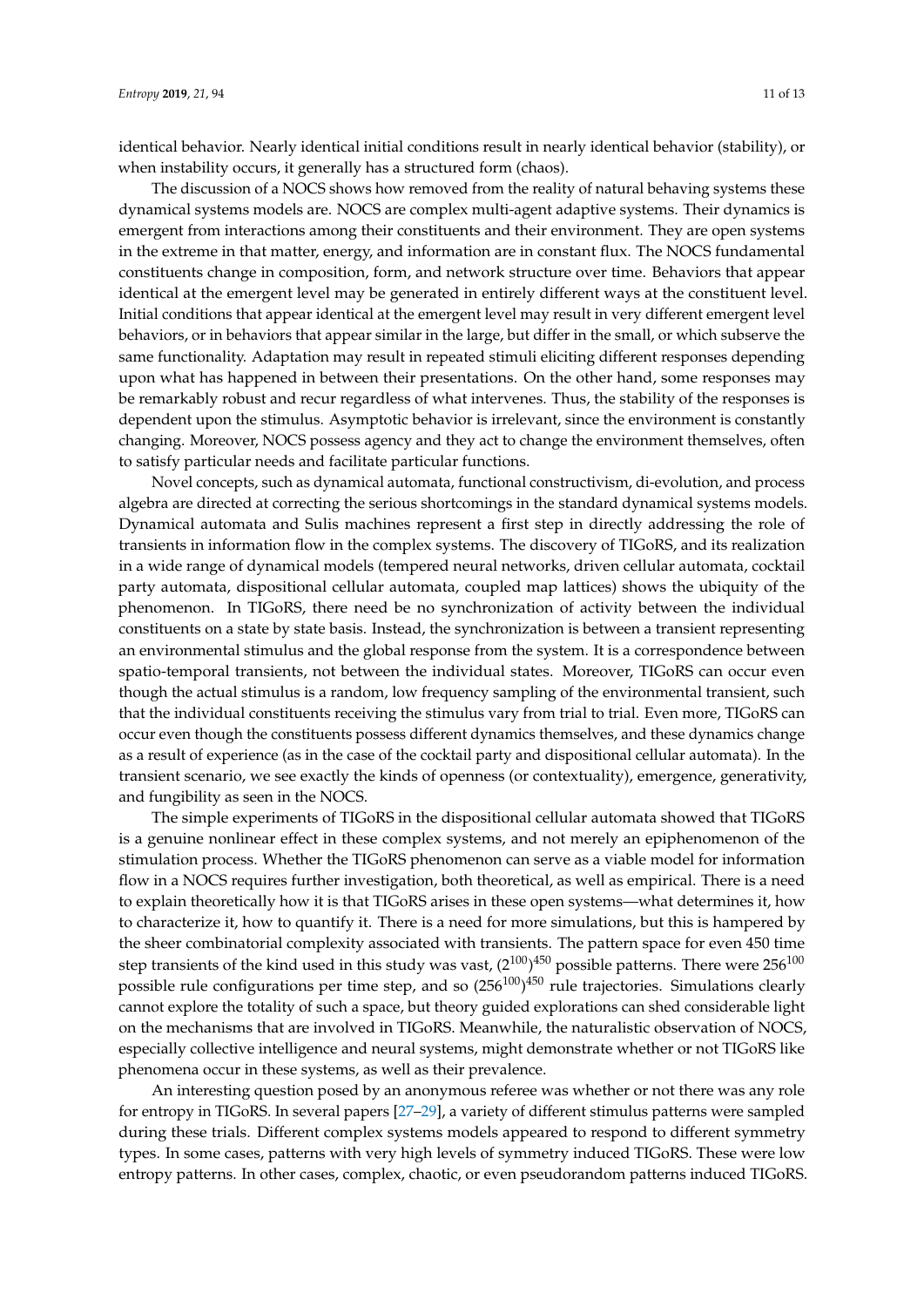identical behavior. Nearly identical initial conditions result in nearly identical behavior (stability), or when instability occurs, it generally has a structured form (chaos).

The discussion of a NOCS shows how removed from the reality of natural behaving systems these dynamical systems models are. NOCS are complex multi-agent adaptive systems. Their dynamics is emergent from interactions among their constituents and their environment. They are open systems in the extreme in that matter, energy, and information are in constant flux. The NOCS fundamental constituents change in composition, form, and network structure over time. Behaviors that appear identical at the emergent level may be generated in entirely different ways at the constituent level. Initial conditions that appear identical at the emergent level may result in very different emergent level behaviors, or in behaviors that appear similar in the large, but differ in the small, or which subserve the same functionality. Adaptation may result in repeated stimuli eliciting different responses depending upon what has happened in between their presentations. On the other hand, some responses may be remarkably robust and recur regardless of what intervenes. Thus, the stability of the responses is dependent upon the stimulus. Asymptotic behavior is irrelevant, since the environment is constantly changing. Moreover, NOCS possess agency and they act to change the environment themselves, often to satisfy particular needs and facilitate particular functions.

Novel concepts, such as dynamical automata, functional constructivism, di-evolution, and process algebra are directed at correcting the serious shortcomings in the standard dynamical systems models. Dynamical automata and Sulis machines represent a first step in directly addressing the role of transients in information flow in the complex systems. The discovery of TIGoRS, and its realization in a wide range of dynamical models (tempered neural networks, driven cellular automata, cocktail party automata, dispositional cellular automata, coupled map lattices) shows the ubiquity of the phenomenon. In TIGoRS, there need be no synchronization of activity between the individual constituents on a state by state basis. Instead, the synchronization is between a transient representing an environmental stimulus and the global response from the system. It is a correspondence between spatio-temporal transients, not between the individual states. Moreover, TIGoRS can occur even though the actual stimulus is a random, low frequency sampling of the environmental transient, such that the individual constituents receiving the stimulus vary from trial to trial. Even more, TIGoRS can occur even though the constituents possess different dynamics themselves, and these dynamics change as a result of experience (as in the case of the cocktail party and dispositional cellular automata). In the transient scenario, we see exactly the kinds of openness (or contextuality), emergence, generativity, and fungibility as seen in the NOCS.

The simple experiments of TIGoRS in the dispositional cellular automata showed that TIGoRS is a genuine nonlinear effect in these complex systems, and not merely an epiphenomenon of the stimulation process. Whether the TIGoRS phenomenon can serve as a viable model for information flow in a NOCS requires further investigation, both theoretical, as well as empirical. There is a need to explain theoretically how it is that TIGoRS arises in these open systems—what determines it, how to characterize it, how to quantify it. There is a need for more simulations, but this is hampered by the sheer combinatorial complexity associated with transients. The pattern space for even 450 time step transients of the kind used in this study was vast, $(2^{100})^{450}$ possible patterns. There were $256^{100}$ possible rule configurations per time step, and so $(256^{100})^{450}$ rule trajectories. Simulations clearly cannot explore the totality of such a space, but theory guided explorations can shed considerable light on the mechanisms that are involved in TIGoRS. Meanwhile, the naturalistic observation of NOCS, especially collective intelligence and neural systems, might demonstrate whether or not TIGoRS like phenomena occur in these systems, as well as their prevalence.

An interesting question posed by an anonymous referee was whether or not there was any role for entropy in TIGoRS. In several papers [27–29], a variety of different stimulus patterns were sampled during these trials. Different complex systems models appeared to respond to different symmetry types. In some cases, patterns with very high levels of symmetry induced TIGoRS. These were low entropy patterns. In other cases, complex, chaotic, or even pseudorandom patterns induced TIGoRS.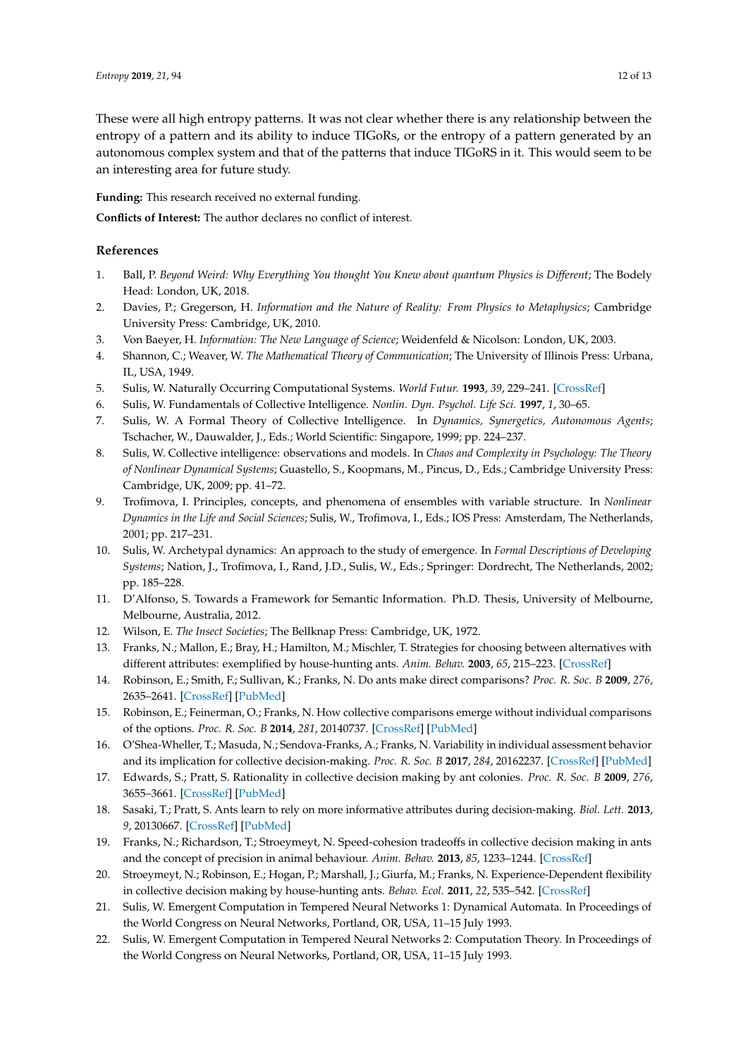These were all high entropy patterns. It was not clear whether there is any relationship between the entropy of a pattern and its ability to induce TIGoRs, or the entropy of a pattern generated by an autonomous complex system and that of the patterns that induce TIGoRS in it. This would seem to be an interesting area for future study.

**Funding:** This research received no external funding.

**Conflicts of Interest:** The author declares no conflict of interest.

## References

1. Ball, P. *Beyond Weird: Why Everything You thought You Knew about quantum Physics is Different*; The Bodely Head: London, UK, 2018.
2. Davies, P.; Gregerson, H. *Information and the Nature of Reality: From Physics to Metaphysics*; Cambridge University Press: Cambridge, UK, 2010.
3. Von Baeyer, H. *Information: The New Language of Science*; Weidenfeld & Nicolson: London, UK, 2003.
4. Shannon, C.; Weaver, W. *The Mathematical Theory of Communication*; The University of Illinois Press: Urbana, IL, USA, 1949.
5. Sulis, W. Naturally Occurring Computational Systems. *World Futur.* **1993**, *39*, 229–241. [CrossRef]
6. Sulis, W. Fundamentals of Collective Intelligence. *Nonlin. Dyn. Psychol. Life Sci.* **1997**, *1*, 30–65.
7. Sulis, W. A Formal Theory of Collective Intelligence. In *Dynamics, Synergetics, Autonomous Agents*; Tschacher, W., Dauwalder, J., Eds.; World Scientific: Singapore, 1999; pp. 224–237.
8. Sulis, W. Collective intelligence: observations and models. In *Chaos and Complexity in Psychology: The Theory of Nonlinear Dynamical Systems*; Guastello, S., Koopmans, M., Pincus, D., Eds.; Cambridge University Press: Cambridge, UK, 2009; pp. 41–72.
9. Trofimova, I. Principles, concepts, and phenomena of ensembles with variable structure. In *Nonlinear Dynamics in the Life and Social Sciences*; Sulis, W., Trofimova, I., Eds.; IOS Press: Amsterdam, The Netherlands, 2001; pp. 217–231.
10. Sulis, W. Archetypal dynamics: An approach to the study of emergence. In *Formal Descriptions of Developing Systems*; Nation, J., Trofimova, I., Rand, J.D., Sulis, W., Eds.; Springer: Dordrecht, The Netherlands, 2002; pp. 185–228.
11. D'Alfonso, S. Towards a Framework for Semantic Information. Ph.D. Thesis, University of Melbourne, Melbourne, Australia, 2012.
12. Wilson, E. *The Insect Societies*; The Bellknap Press: Cambridge, UK, 1972.
13. Franks, N.; Mallon, E.; Bray, H.; Hamilton, M.; Mischler, T. Strategies for choosing between alternatives with different attributes: exemplified by house-hunting ants. *Anim. Behav.* **2003**, *65*, 215–223. [CrossRef]
14. Robinson, E.; Smith, F.; Sullivan, K.; Franks, N. Do ants make direct comparisons? *Proc. R. Soc. B* **2009**, *276*, 2635–2641. [CrossRef] [PubMed]
15. Robinson, E.; Feinerman, O.; Franks, N. How collective comparisons emerge without individual comparisons of the options. *Proc. R. Soc. B* **2014**, *281*, 20140737. [CrossRef] [PubMed]
16. O'Shea-Wheller, T.; Masuda, N.; Sendova-Franks, A.; Franks, N. Variability in individual assessment behavior and its implication for collective decision-making. *Proc. R. Soc. B* **2017**, *284*, 20162237. [CrossRef] [PubMed]
17. Edwards, S.; Pratt, S. Rationality in collective decision making by ant colonies. *Proc. R. Soc. B* **2009**, *276*, 3655–3661. [CrossRef] [PubMed]
18. Sasaki, T.; Pratt, S. Ants learn to rely on more informative attributes during decision-making. *Biol. Lett.* **2013**, *9*, 20130667. [CrossRef] [PubMed]
19. Franks, N.; Richardson, T.; Stroeymeyt, N. Speed-cohesion tradeoffs in collective decision making in ants and the concept of precision in animal behaviour. *Anim. Behav.* **2013**, *85*, 1233–1244. [CrossRef]
20. Stroeymeyt, N.; Robinson, E.; Hogan, P.; Marshall, J.; Giurfa, M.; Franks, N. Experience-Dependent flexibility in collective decision making by house-hunting ants. *Behav. Ecol.* **2011**, *22*, 535–542. [CrossRef]
21. Sulis, W. Emergent Computation in Tempered Neural Networks 1: Dynamical Automata. In Proceedings of the World Congress on Neural Networks, Portland, OR, USA, 11–15 July 1993.
22. Sulis, W. Emergent Computation in Tempered Neural Networks 2: Computation Theory. In Proceedings of the World Congress on Neural Networks, Portland, OR, USA, 11–15 July 1993.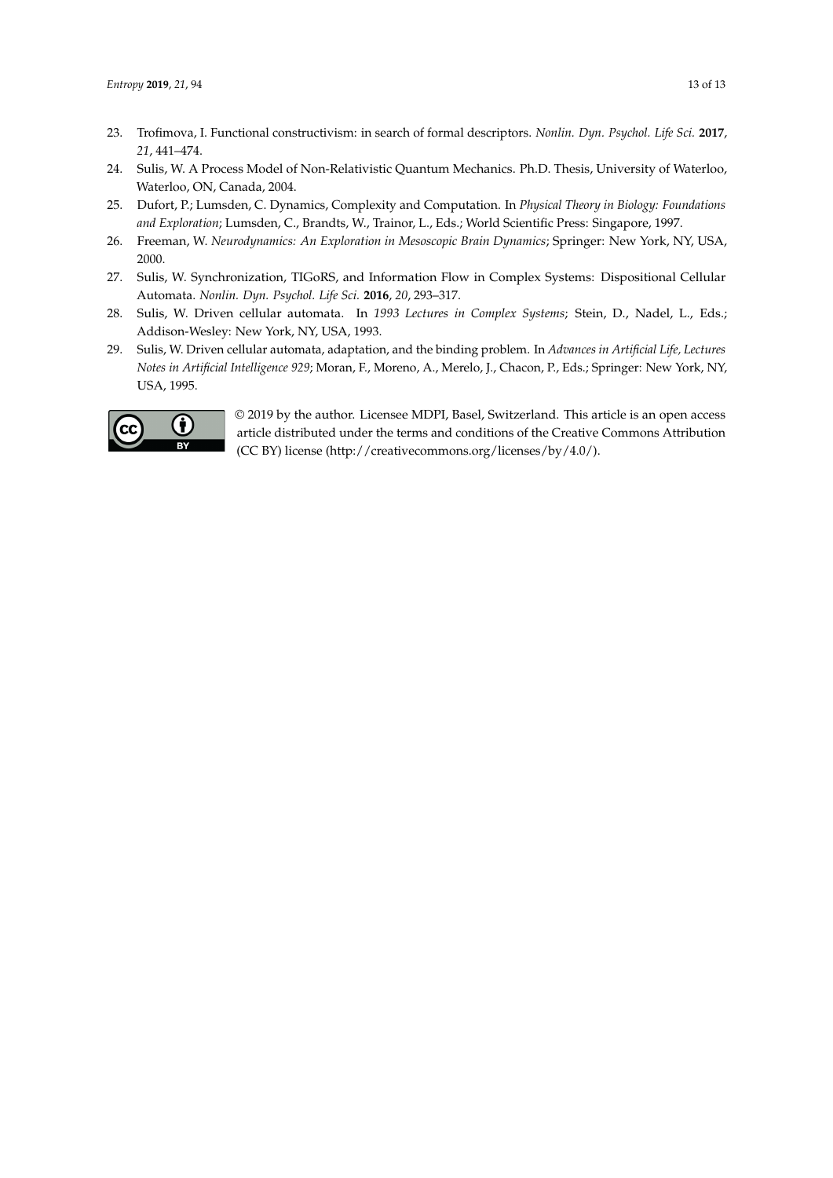23. Trofimova, I. Functional constructivism: in search of formal descriptors. *Nonlin. Dyn. Psychol. Life Sci.* **2017**, *21*, 441–474.
24. Sulis, W. A Process Model of Non-Relativistic Quantum Mechanics. Ph.D. Thesis, University of Waterloo, Waterloo, ON, Canada, 2004.
25. Dufort, P.; Lumsden, C. Dynamics, Complexity and Computation. In *Physical Theory in Biology: Foundations and Exploration*; Lumsden, C., Brandts, W., Trainor, L., Eds.; World Scientific Press: Singapore, 1997.
26. Freeman, W. *Neurodynamics: An Exploration in Mesoscopic Brain Dynamics*; Springer: New York, NY, USA, 2000.
27. Sulis, W. Synchronization, TIGoRS, and Information Flow in Complex Systems: Dispositional Cellular Automata. *Nonlin. Dyn. Psychol. Life Sci.* **2016**, *20*, 293–317.
28. Sulis, W. Driven cellular automata. In *1993 Lectures in Complex Systems*; Stein, D., Nadel, L., Eds.; Addison-Wesley: New York, NY, USA, 1993.
29. Sulis, W. Driven cellular automata, adaptation, and the binding problem. In *Advances in Artificial Life, Lectures Notes in Artificial Intelligence 929*; Moran, F., Moreno, A., Merelo, J., Chacon, P., Eds.; Springer: New York, NY, USA, 1995.

© 2019 by the author. Licensee MDPI, Basel, Switzerland. This article is an open access article distributed under the terms and conditions of the Creative Commons Attribution (CC BY) license (http://creativecommons.org/licenses/by/4.0/).